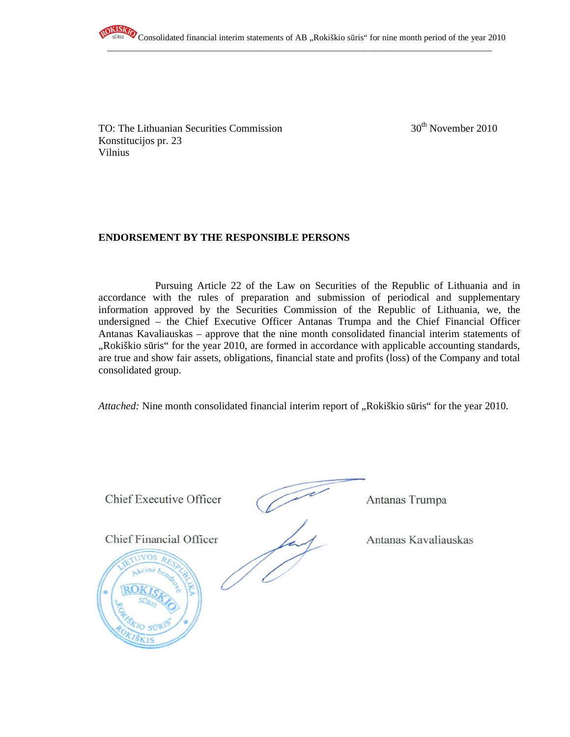TO: The Lithuanian Securities Commission
Konstitucijos pr. 23
Vilnius

30th November 2010

**ENDORSEMENT BY THE RESPONSIBLE PERSONS**

Pursuing Article 22 of the Law on Securities of the Republic of Lithuania and in accordance with the rules of preparation and submission of periodical and supplementary information approved by the Securities Commission of the Republic of Lithuania, we, the undersigned – the Chief Executive Officer Antanas Trumpa and the Chief Financial Officer Antanas Kavaliauskas – approve that the nine month consolidated financial interim statements of „Rokiškio sūris“ for the year 2010, are formed in accordance with applicable accounting standards, are true and show fair assets, obligations, financial state and profits (loss) of the Company and total consolidated group.

*Attached:* Nine month consolidated financial interim report of „Rokiškio sūris“ for the year 2010.

Chief Executive Officer Antanas Trumpa

Chief Financial Officer Antanas Kavaliauskas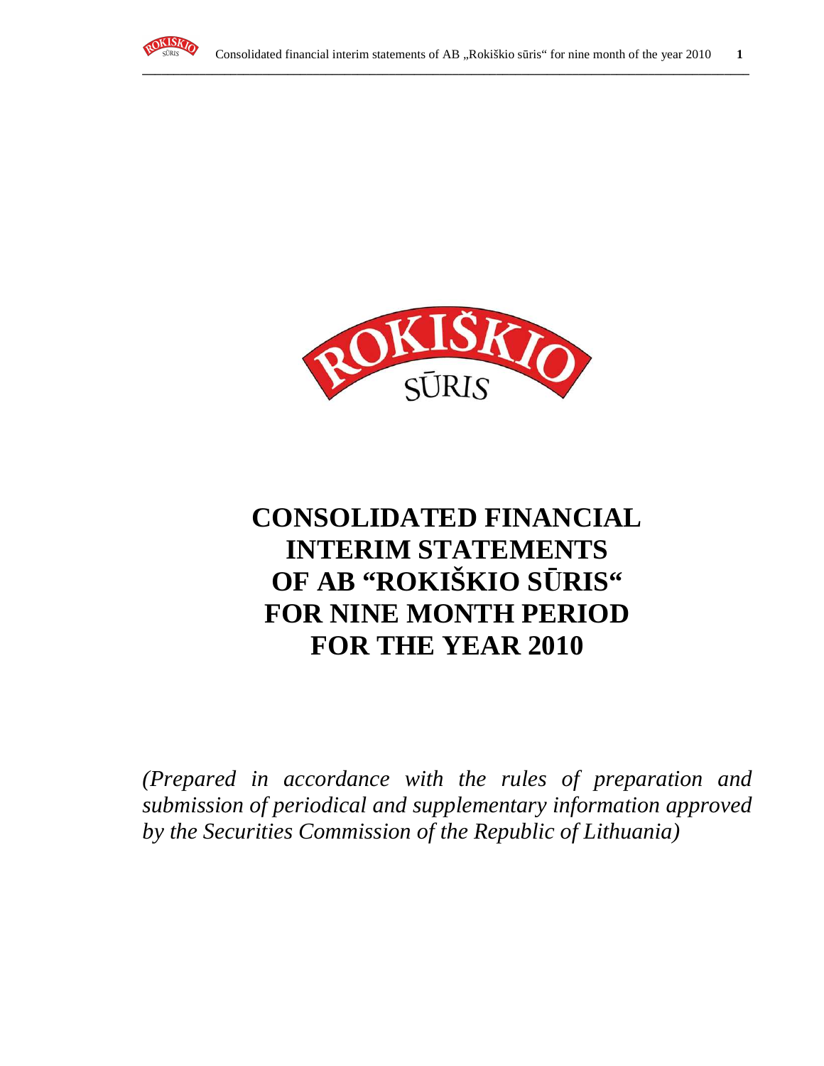# CONSOLIDATED FINANCIAL INTERIM STATEMENTS OF AB "ROKIŠKIO SŪRIS" FOR NINE MONTH PERIOD FOR THE YEAR 2010

*(Prepared in accordance with the rules of preparation and submission of periodical and supplementary information approved by the Securities Commission of the Republic of Lithuania)*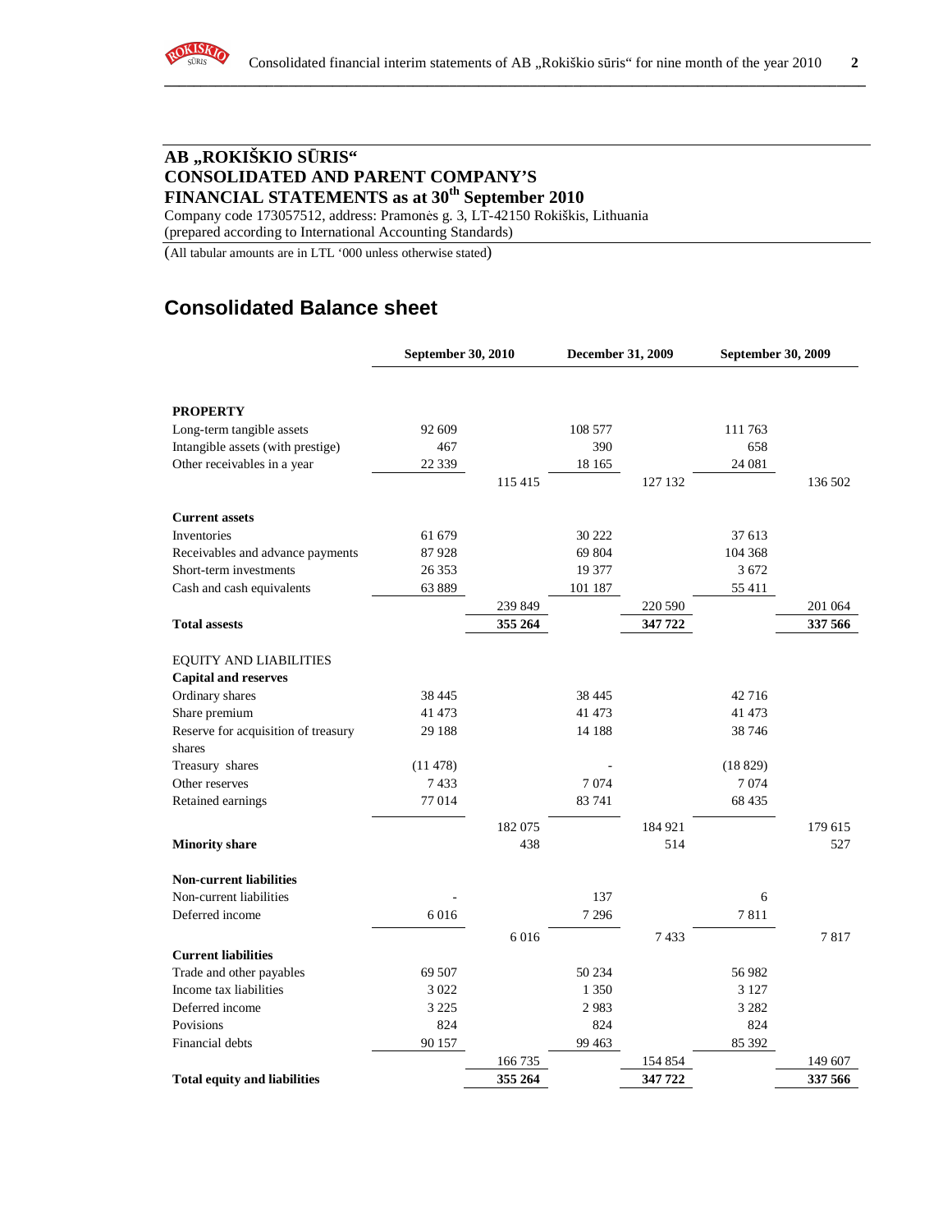## AB „ROKIŠKIO SŪRIS“
## CONSOLIDATED AND PARENT COMPANY'S
## FINANCIAL STATEMENTS as at 30th September 2010

Company code 173057512, address: Pramonės g. 3, LT-42150 Rokiškis, Lithuania
(prepared according to International Accounting Standards)

(All tabular amounts are in LTL '000 unless otherwise stated)

# Consolidated Balance sheet

| | September 30, 2010 | | December 31, 2009 | | September 30, 2009 | |
|---|---|---|---|---|---|---|
| **PROPERTY** | | | | | | |
| Long-term tangible assets | 92 609 | | 108 577 | | 111 763 | |
| Intangible assets (with prestige) | 467 | | 390 | | 658 | |
| Other receivables in a year | 22 339 | | 18 165 | | 24 081 | |
| | | 115 415 | | 127 132 | | 136 502 |
| **Current assets** | | | | | | |
| Inventories | 61 679 | | 30 222 | | 37 613 | |
| Receivables and advance payments | 87 928 | | 69 804 | | 104 368 | |
| Short-term investments | 26 353 | | 19 377 | | 3 672 | |
| Cash and cash equivalents | 63 889 | | 101 187 | | 55 411 | |
| | | 239 849 | | 220 590 | | 201 064 |
| **Total assests** | | **355 264** | | **347 722** | | **337 566** |
| EQUITY AND LIABILITIES | | | | | | |
| **Capital and reserves** | | | | | | |
| Ordinary shares | 38 445 | | 38 445 | | 42 716 | |
| Share premium | 41 473 | | 41 473 | | 41 473 | |
| Reserve for acquisition of treasury shares | 29 188 | | 14 188 | | 38 746 | |
| Treasury shares | (11 478) | | - | | (18 829) | |
| Other reserves | 7 433 | | 7 074 | | 7 074 | |
| Retained earnings | 77 014 | | 83 741 | | 68 435 | |
| | | 182 075 | | 184 921 | | 179 615 |
| **Minority share** | | 438 | | 514 | | 527 |
| **Non-current liabilities** | | | | | | |
| Non-current liabilities | - | | 137 | | 6 | |
| Deferred income | 6 016 | | 7 296 | | 7 811 | |
| | | 6 016 | | 7 433 | | 7 817 |
| **Current liabilities** | | | | | | |
| Trade and other payables | 69 507 | | 50 234 | | 56 982 | |
| Income tax liabilities | 3 022 | | 1 350 | | 3 127 | |
| Deferred income | 3 225 | | 2 983 | | 3 282 | |
| Povisions | 824 | | 824 | | 824 | |
| Financial debts | 90 157 | | 99 463 | | 85 392 | |
| | | 166 735 | | 154 854 | | 149 607 |
| **Total equity and liabilities** | | **355 264** | | **347 722** | | **337 566** |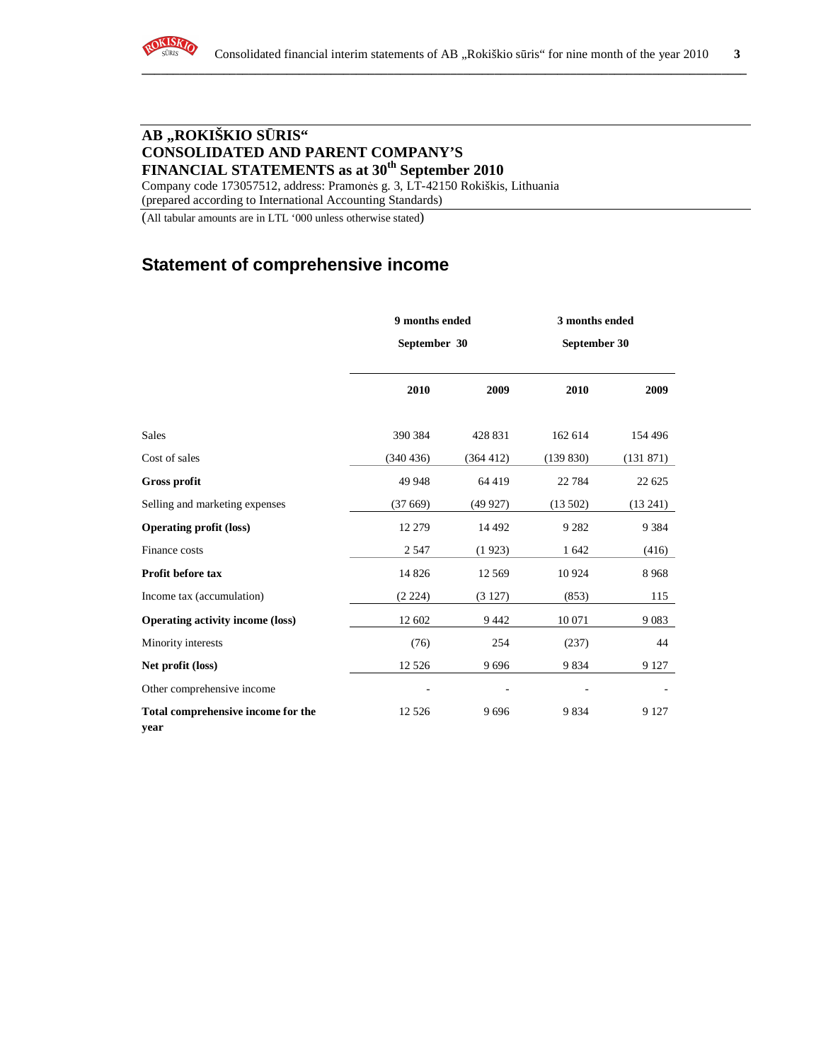**AB „ROKIŠKIO SŪRIS“**
**CONSOLIDATED AND PARENT COMPANY’S**
**FINANCIAL STATEMENTS as at 30th September 2010**

Company code 173057512, address: Pramonės g. 3, LT-42150 Rokiškis, Lithuania
(prepared according to International Accounting Standards)

(All tabular amounts are in LTL ‘000 unless otherwise stated)

## Statement of comprehensive income

| | 9 months ended September 30 | | 3 months ended September 30 | |
|---|---|---|---|---|
| | **2010** | **2009** | **2010** | **2009** |
| Sales | 390 384 | 428 831 | 162 614 | 154 496 |
| Cost of sales | (340 436) | (364 412) | (139 830) | (131 871) |
| **Gross profit** | 49 948 | 64 419 | 22 784 | 22 625 |
| Selling and marketing expenses | (37 669) | (49 927) | (13 502) | (13 241) |
| **Operating profit (loss)** | 12 279 | 14 492 | 9 282 | 9 384 |
| Finance costs | 2 547 | (1 923) | 1 642 | (416) |
| **Profit before tax** | 14 826 | 12 569 | 10 924 | 8 968 |
| Income tax (accumulation) | (2 224) | (3 127) | (853) | 115 |
| **Operating activity income (loss)** | 12 602 | 9 442 | 10 071 | 9 083 |
| Minority interests | (76) | 254 | (237) | 44 |
| **Net profit (loss)** | 12 526 | 9 696 | 9 834 | 9 127 |
| Other comprehensive income | - | - | - | - |
| **Total comprehensive income for the year** | 12 526 | 9 696 | 9 834 | 9 127 |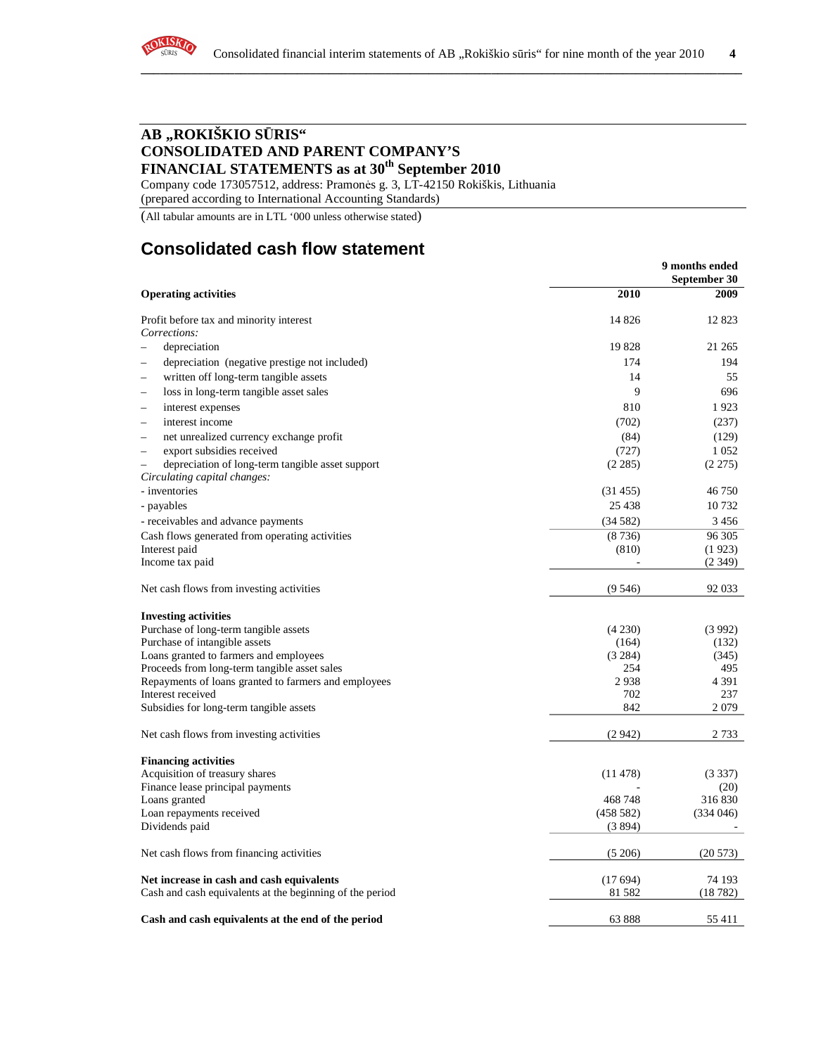# AB „ROKIŠKIO SŪRIS" CONSOLIDATED AND PARENT COMPANY'S FINANCIAL STATEMENTS as at 30th September 2010

Company code 173057512, address: Pramonės g. 3, LT-42150 Rokiškis, Lithuania
(prepared according to International Accounting Standards)

(All tabular amounts are in LTL '000 unless otherwise stated)

## Consolidated cash flow statement

| | 9 months ended September 30 | |
|---|---|---|
| **Operating activities** | **2010** | **2009** |
| Profit before tax and minority interest | 14 826 | 12 823 |
| *Corrections:* | | |
| – depreciation | 19 828 | 21 265 |
| – depreciation (negative prestige not included) | 174 | 194 |
| – written off long-term tangible assets | 14 | 55 |
| – loss in long-term tangible asset sales | 9 | 696 |
| – interest expenses | 810 | 1 923 |
| – interest income | (702) | (237) |
| – net unrealized currency exchange profit | (84) | (129) |
| – export subsidies received | (727) | 1 052 |
| – depreciation of long-term tangible asset support | (2 285) | (2 275) |
| *Circulating capital changes:* | | |
| - inventories | (31 455) | 46 750 |
| - payables | 25 438 | 10 732 |
| - receivables and advance payments | (34 582) | 3 456 |
| Cash flows generated from operating activities | (8 736) | 96 305 |
| Interest paid | (810) | (1 923) |
| Income tax paid | - | (2 349) |
| Net cash flows from investing activities | (9 546) | 92 033 |
| **Investing activities** | | |
| Purchase of long-term tangible assets | (4 230) | (3 992) |
| Purchase of intangible assets | (164) | (132) |
| Loans granted to farmers and employees | (3 284) | (345) |
| Proceeds from long-term tangible asset sales | 254 | 495 |
| Repayments of loans granted to farmers and employees | 2 938 | 4 391 |
| Interest received | 702 | 237 |
| Subsidies for long-term tangible assets | 842 | 2 079 |
| Net cash flows from investing activities | (2 942) | 2 733 |
| **Financing activities** | | |
| Acquisition of treasury shares | (11 478) | (3 337) |
| Finance lease principal payments | - | (20) |
| Loans granted | 468 748 | 316 830 |
| Loan repayments received | (458 582) | (334 046) |
| Dividends paid | (3 894) | - |
| Net cash flows from financing activities | (5 206) | (20 573) |
| **Net increase in cash and cash equivalents** | (17 694) | 74 193 |
| Cash and cash equivalents at the beginning of the period | 81 582 | (18 782) |
| **Cash and cash equivalents at the end of the period** | 63 888 | 55 411 |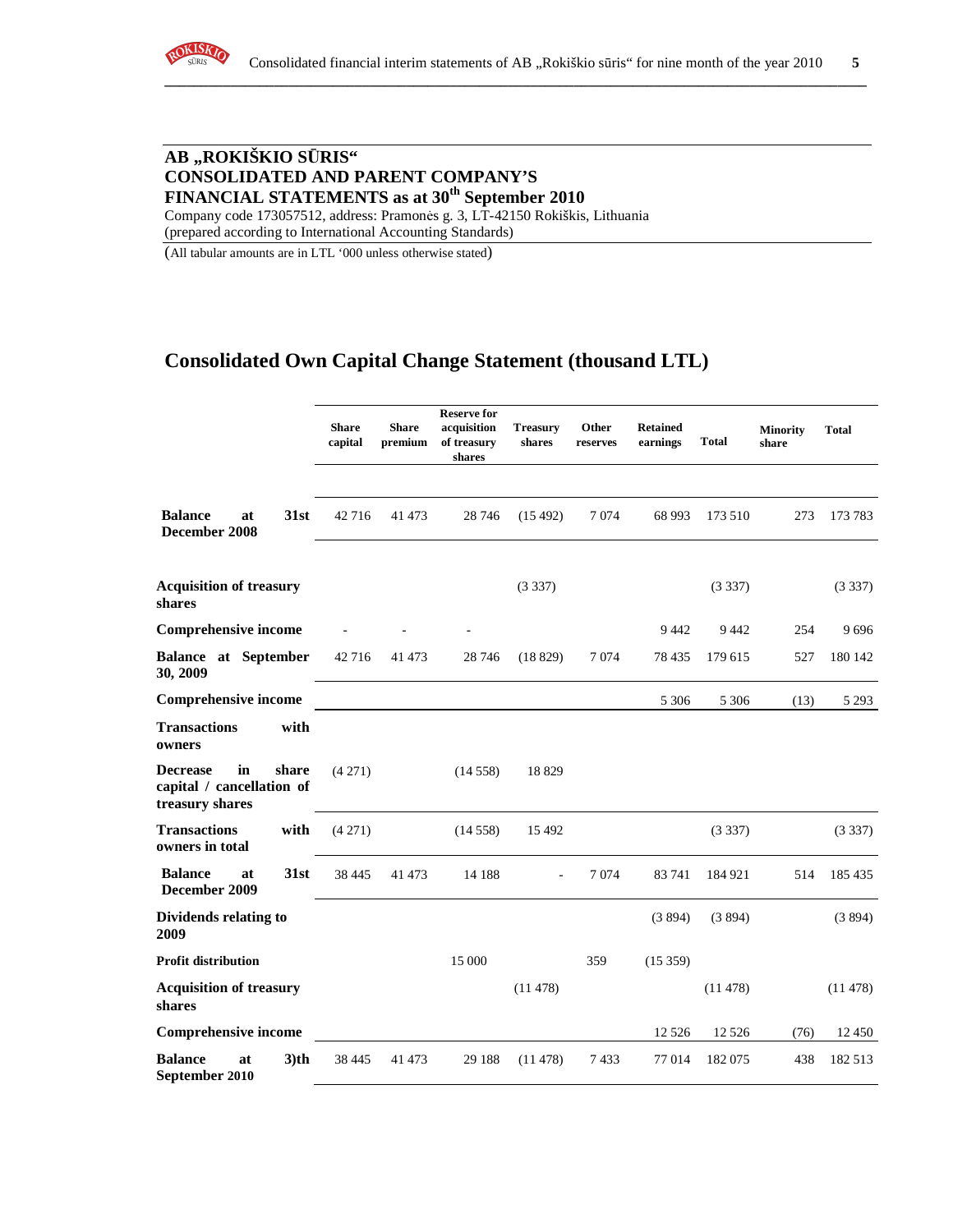**AB „ROKIŠKIO SŪRIS“**
**CONSOLIDATED AND PARENT COMPANY’S**
**FINANCIAL STATEMENTS as at 30th September 2010**
Company code 173057512, address: Pramonės g. 3, LT-42150 Rokiškis, Lithuania
(prepared according to International Accounting Standards)

(All tabular amounts are in LTL ‘000 unless otherwise stated)

## Consolidated Own Capital Change Statement (thousand LTL)

| | Share capital | Share premium | Reserve for acquisition of treasury shares | Treasury shares | Other reserves | Retained earnings | Total | Minority share | Total |
|---|---|---|---|---|---|---|---|---|---|
| **Balance at 31st December 2008** | 42 716 | 41 473 | 28 746 | (15 492) | 7 074 | 68 993 | 173 510 | 273 | 173 783 |
| **Acquisition of treasury shares** | | | | (3 337) | | | (3 337) | | (3 337) |
| **Comprehensive income** | - | - | - | | | 9 442 | 9 442 | 254 | 9 696 |
| **Balance at September 30, 2009** | 42 716 | 41 473 | 28 746 | (18 829) | 7 074 | 78 435 | 179 615 | 527 | 180 142 |
| **Comprehensive income** | | | | | | 5 306 | 5 306 | (13) | 5 293 |
| **Transactions with owners** | | | | | | | | | |
| **Decrease in share capital / cancellation of treasury shares** | (4 271) | | (14 558) | 18 829 | | | | | |
| **Transactions with owners in total** | (4 271) | | (14 558) | 15 492 | | | (3 337) | | (3 337) |
| **Balance at 31st December 2009** | 38 445 | 41 473 | 14 188 | - | 7 074 | 83 741 | 184 921 | 514 | 185 435 |
| **Dividends relating to 2009** | | | | | | (3 894) | (3 894) | | (3 894) |
| **Profit distribution** | | | 15 000 | | 359 | (15 359) | | | |
| **Acquisition of treasury shares** | | | | (11 478) | | | (11 478) | | (11 478) |
| **Comprehensive income** | | | | | | 12 526 | 12 526 | (76) | 12 450 |
| **Balance at 3)th September 2010** | 38 445 | 41 473 | 29 188 | (11 478) | 7 433 | 77 014 | 182 075 | 438 | 182 513 |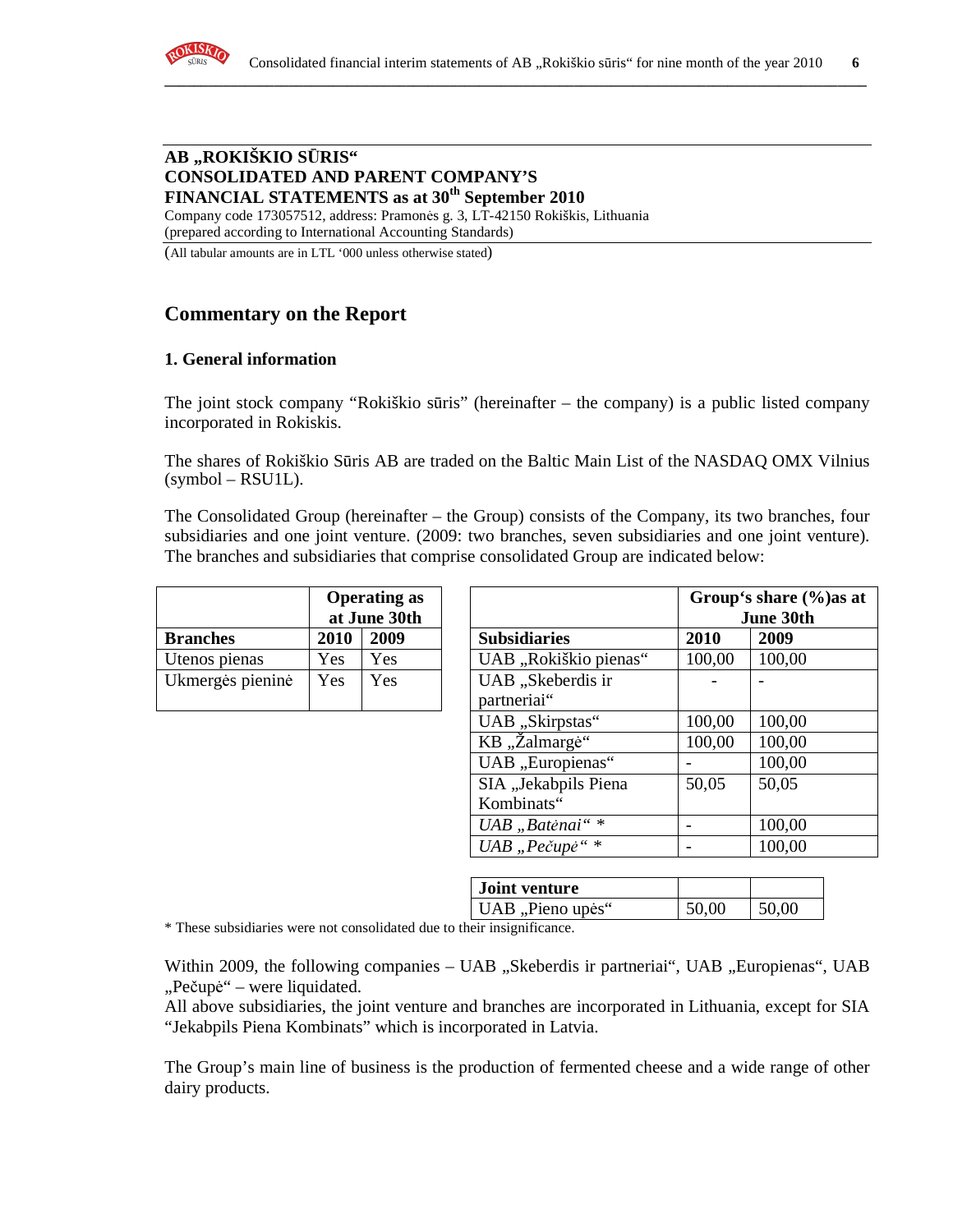**AB „ROKIŠKIO SŪRIS“**
**CONSOLIDATED AND PARENT COMPANY'S**
**FINANCIAL STATEMENTS as at 30th September 2010**
Company code 173057512, address: Pramonės g. 3, LT-42150 Rokiškis, Lithuania
(prepared according to International Accounting Standards)

(All tabular amounts are in LTL '000 unless otherwise stated)

## Commentary on the Report

### 1. General information

The joint stock company "Rokiškio sūris" (hereinafter – the company) is a public listed company incorporated in Rokiskis.

The shares of Rokiškio Sūris AB are traded on the Baltic Main List of the NASDAQ OMX Vilnius (symbol – RSU1L).

The Consolidated Group (hereinafter – the Group) consists of the Company, its two branches, four subsidiaries and one joint venture. (2009: two branches, seven subsidiaries and one joint venture). The branches and subsidiaries that comprise consolidated Group are indicated below:

| | Operating as at June 30th | |
|---|---|---|
| **Branches** | **2010** | **2009** |
| Utenos pienas | Yes | Yes |
| Ukmergės pieninė | Yes | Yes |

| | Group's share (%)as at June 30th | |
|---|---|---|
| **Subsidiaries** | **2010** | **2009** |
| UAB „Rokiškio pienas“ | 100,00 | 100,00 |
| UAB „Skeberdis ir partneriai“ | - | - |
| UAB „Skirpstas“ | 100,00 | 100,00 |
| KB „Žalmargė“ | 100,00 | 100,00 |
| UAB „Europienas“ | - | 100,00 |
| SIA „Jekabpils Piena Kombinats“ | 50,05 | 50,05 |
| *UAB „Batėnai“ ** | - | 100,00 |
| *UAB „Pečupė“ ** | - | 100,00 |
| **Joint venture** | | |
| UAB „Pieno upės“ | 50,00 | 50,00 |

* These subsidiaries were not consolidated due to their insignificance.

Within 2009, the following companies – UAB „Skeberdis ir partneriai“, UAB „Europienas“, UAB „Pečupė“ – were liquidated.
All above subsidiaries, the joint venture and branches are incorporated in Lithuania, except for SIA "Jekabpils Piena Kombinats" which is incorporated in Latvia.

The Group's main line of business is the production of fermented cheese and a wide range of other dairy products.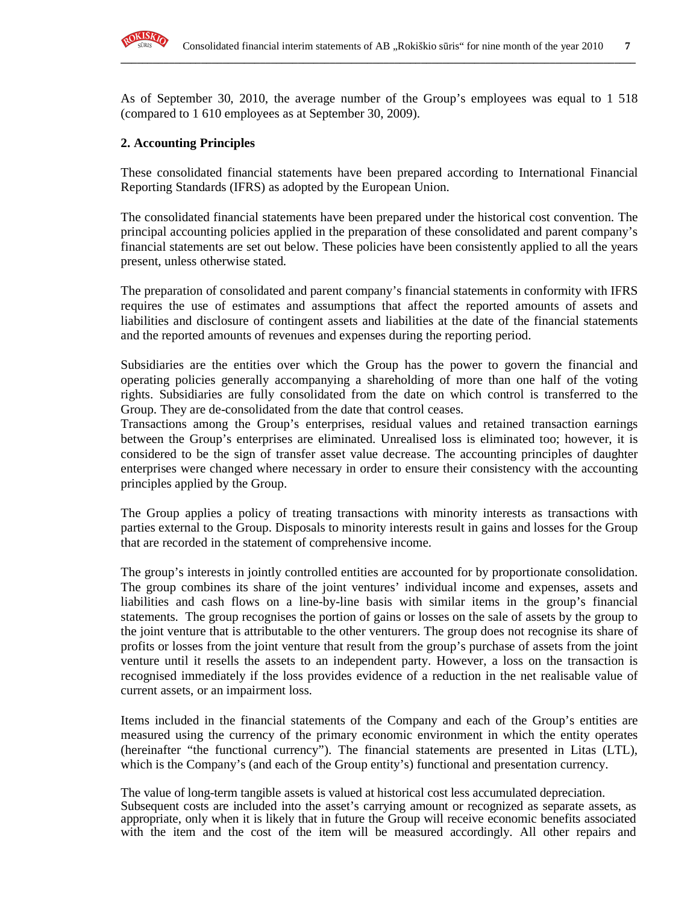As of September 30, 2010, the average number of the Group's employees was equal to 1 518 (compared to 1 610 employees as at September 30, 2009).

## 2. Accounting Principles

These consolidated financial statements have been prepared according to International Financial Reporting Standards (IFRS) as adopted by the European Union.

The consolidated financial statements have been prepared under the historical cost convention. The principal accounting policies applied in the preparation of these consolidated and parent company's financial statements are set out below. These policies have been consistently applied to all the years present, unless otherwise stated.

The preparation of consolidated and parent company's financial statements in conformity with IFRS requires the use of estimates and assumptions that affect the reported amounts of assets and liabilities and disclosure of contingent assets and liabilities at the date of the financial statements and the reported amounts of revenues and expenses during the reporting period.

Subsidiaries are the entities over which the Group has the power to govern the financial and operating policies generally accompanying a shareholding of more than one half of the voting rights. Subsidiaries are fully consolidated from the date on which control is transferred to the Group. They are de-consolidated from the date that control ceases.
Transactions among the Group's enterprises, residual values and retained transaction earnings between the Group's enterprises are eliminated. Unrealised loss is eliminated too; however, it is considered to be the sign of transfer asset value decrease. The accounting principles of daughter enterprises were changed where necessary in order to ensure their consistency with the accounting principles applied by the Group.

The Group applies a policy of treating transactions with minority interests as transactions with parties external to the Group. Disposals to minority interests result in gains and losses for the Group that are recorded in the statement of comprehensive income.

The group's interests in jointly controlled entities are accounted for by proportionate consolidation. The group combines its share of the joint ventures' individual income and expenses, assets and liabilities and cash flows on a line-by-line basis with similar items in the group's financial statements. The group recognises the portion of gains or losses on the sale of assets by the group to the joint venture that is attributable to the other venturers. The group does not recognise its share of profits or losses from the joint venture that result from the group's purchase of assets from the joint venture until it resells the assets to an independent party. However, a loss on the transaction is recognised immediately if the loss provides evidence of a reduction in the net realisable value of current assets, or an impairment loss.

Items included in the financial statements of the Company and each of the Group's entities are measured using the currency of the primary economic environment in which the entity operates (hereinafter "the functional currency"). The financial statements are presented in Litas (LTL), which is the Company's (and each of the Group entity's) functional and presentation currency.

The value of long-term tangible assets is valued at historical cost less accumulated depreciation.
Subsequent costs are included into the asset's carrying amount or recognized as separate assets, as appropriate, only when it is likely that in future the Group will receive economic benefits associated with the item and the cost of the item will be measured accordingly. All other repairs and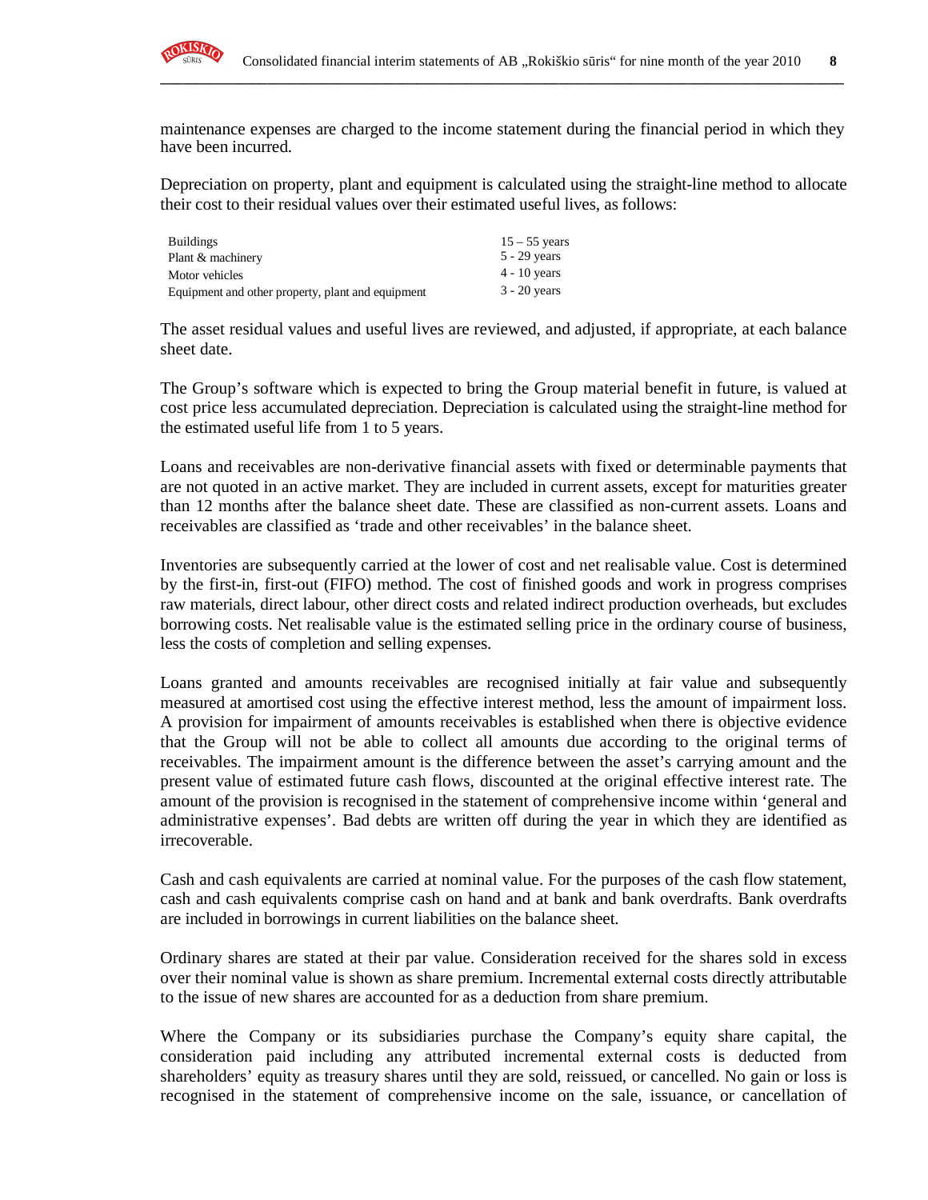maintenance expenses are charged to the income statement during the financial period in which they have been incurred.

Depreciation on property, plant and equipment is calculated using the straight-line method to allocate their cost to their residual values over their estimated useful lives, as follows:

| | |
|---|---|
| Buildings | 15 – 55 years |
| Plant & machinery | 5 - 29 years |
| Motor vehicles | 4 - 10 years |
| Equipment and other property, plant and equipment | 3 - 20 years |

The asset residual values and useful lives are reviewed, and adjusted, if appropriate, at each balance sheet date.

The Group's software which is expected to bring the Group material benefit in future, is valued at cost price less accumulated depreciation. Depreciation is calculated using the straight-line method for the estimated useful life from 1 to 5 years.

Loans and receivables are non-derivative financial assets with fixed or determinable payments that are not quoted in an active market. They are included in current assets, except for maturities greater than 12 months after the balance sheet date. These are classified as non-current assets. Loans and receivables are classified as 'trade and other receivables' in the balance sheet.

Inventories are subsequently carried at the lower of cost and net realisable value. Cost is determined by the first-in, first-out (FIFO) method. The cost of finished goods and work in progress comprises raw materials, direct labour, other direct costs and related indirect production overheads, but excludes borrowing costs. Net realisable value is the estimated selling price in the ordinary course of business, less the costs of completion and selling expenses.

Loans granted and amounts receivables are recognised initially at fair value and subsequently measured at amortised cost using the effective interest method, less the amount of impairment loss. A provision for impairment of amounts receivables is established when there is objective evidence that the Group will not be able to collect all amounts due according to the original terms of receivables. The impairment amount is the difference between the asset's carrying amount and the present value of estimated future cash flows, discounted at the original effective interest rate. The amount of the provision is recognised in the statement of comprehensive income within 'general and administrative expenses'. Bad debts are written off during the year in which they are identified as irrecoverable.

Cash and cash equivalents are carried at nominal value. For the purposes of the cash flow statement, cash and cash equivalents comprise cash on hand and at bank and bank overdrafts. Bank overdrafts are included in borrowings in current liabilities on the balance sheet.

Ordinary shares are stated at their par value. Consideration received for the shares sold in excess over their nominal value is shown as share premium. Incremental external costs directly attributable to the issue of new shares are accounted for as a deduction from share premium.

Where the Company or its subsidiaries purchase the Company's equity share capital, the consideration paid including any attributed incremental external costs is deducted from shareholders' equity as treasury shares until they are sold, reissued, or cancelled. No gain or loss is recognised in the statement of comprehensive income on the sale, issuance, or cancellation of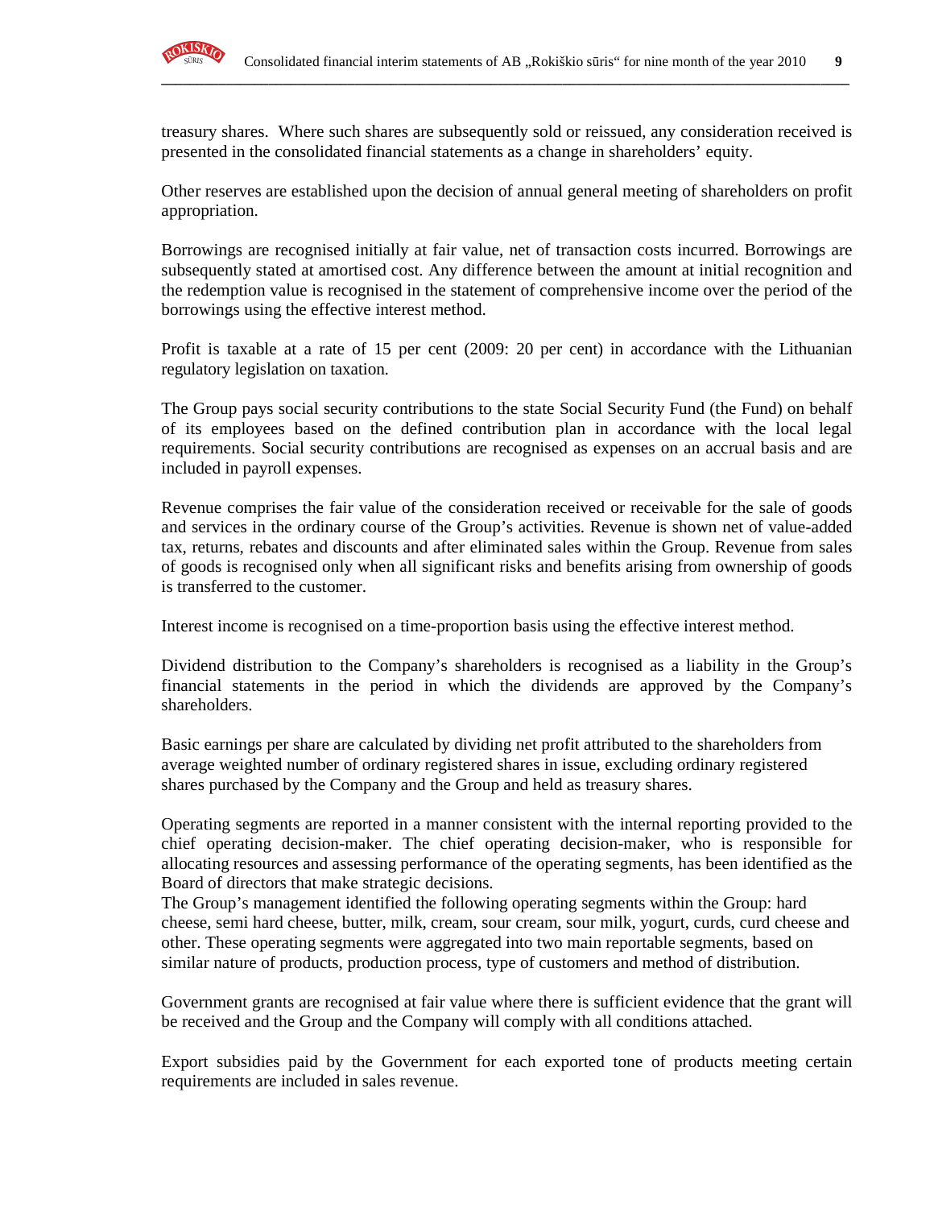treasury shares. Where such shares are subsequently sold or reissued, any consideration received is presented in the consolidated financial statements as a change in shareholders' equity.

Other reserves are established upon the decision of annual general meeting of shareholders on profit appropriation.

Borrowings are recognised initially at fair value, net of transaction costs incurred. Borrowings are subsequently stated at amortised cost. Any difference between the amount at initial recognition and the redemption value is recognised in the statement of comprehensive income over the period of the borrowings using the effective interest method.

Profit is taxable at a rate of 15 per cent (2009: 20 per cent) in accordance with the Lithuanian regulatory legislation on taxation.

The Group pays social security contributions to the state Social Security Fund (the Fund) on behalf of its employees based on the defined contribution plan in accordance with the local legal requirements. Social security contributions are recognised as expenses on an accrual basis and are included in payroll expenses.

Revenue comprises the fair value of the consideration received or receivable for the sale of goods and services in the ordinary course of the Group's activities. Revenue is shown net of value-added tax, returns, rebates and discounts and after eliminated sales within the Group. Revenue from sales of goods is recognised only when all significant risks and benefits arising from ownership of goods is transferred to the customer.

Interest income is recognised on a time-proportion basis using the effective interest method.

Dividend distribution to the Company's shareholders is recognised as a liability in the Group's financial statements in the period in which the dividends are approved by the Company's shareholders.

Basic earnings per share are calculated by dividing net profit attributed to the shareholders from average weighted number of ordinary registered shares in issue, excluding ordinary registered shares purchased by the Company and the Group and held as treasury shares.

Operating segments are reported in a manner consistent with the internal reporting provided to the chief operating decision-maker. The chief operating decision-maker, who is responsible for allocating resources and assessing performance of the operating segments, has been identified as the Board of directors that make strategic decisions.
The Group's management identified the following operating segments within the Group: hard cheese, semi hard cheese, butter, milk, cream, sour cream, sour milk, yogurt, curds, curd cheese and other. These operating segments were aggregated into two main reportable segments, based on similar nature of products, production process, type of customers and method of distribution.

Government grants are recognised at fair value where there is sufficient evidence that the grant will be received and the Group and the Company will comply with all conditions attached.

Export subsidies paid by the Government for each exported tone of products meeting certain requirements are included in sales revenue.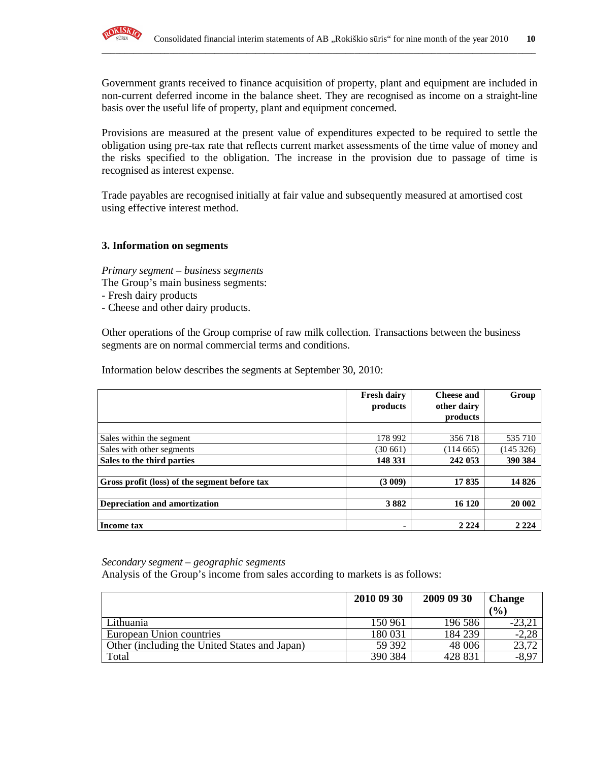Government grants received to finance acquisition of property, plant and equipment are included in non-current deferred income in the balance sheet. They are recognised as income on a straight-line basis over the useful life of property, plant and equipment concerned.

Provisions are measured at the present value of expenditures expected to be required to settle the obligation using pre-tax rate that reflects current market assessments of the time value of money and the risks specified to the obligation. The increase in the provision due to passage of time is recognised as interest expense.

Trade payables are recognised initially at fair value and subsequently measured at amortised cost using effective interest method.

## 3. Information on segments

*Primary segment – business segments*

The Group's main business segments:

- Fresh dairy products
- Cheese and other dairy products.

Other operations of the Group comprise of raw milk collection. Transactions between the business segments are on normal commercial terms and conditions.

Information below describes the segments at September 30, 2010:

| | Fresh dairy products | Cheese and other dairy products | Group |
|---|---|---|---|
| | | | |
| Sales within the segment | 178 992 | 356 718 | 535 710 |
| Sales with other segments | (30 661) | (114 665) | (145 326) |
| **Sales to the third parties** | **148 331** | **242 053** | **390 384** |
| | | | |
| **Gross profit (loss) of the segment before tax** | **(3 009)** | **17 835** | **14 826** |
| | | | |
| **Depreciation and amortization** | **3 882** | **16 120** | **20 002** |
| | | | |
| **Income tax** | **-** | **2 224** | **2 224** |

*Secondary segment – geographic segments*

Analysis of the Group's income from sales according to markets is as follows:

| | 2010 09 30 | 2009 09 30 | Change (%) |
|---|---|---|---|
| Lithuania | 150 961 | 196 586 | -23,21 |
| European Union countries | 180 031 | 184 239 | -2,28 |
| Other (including the United States and Japan) | 59 392 | 48 006 | 23,72 |
| Total | 390 384 | 428 831 | -8,97 |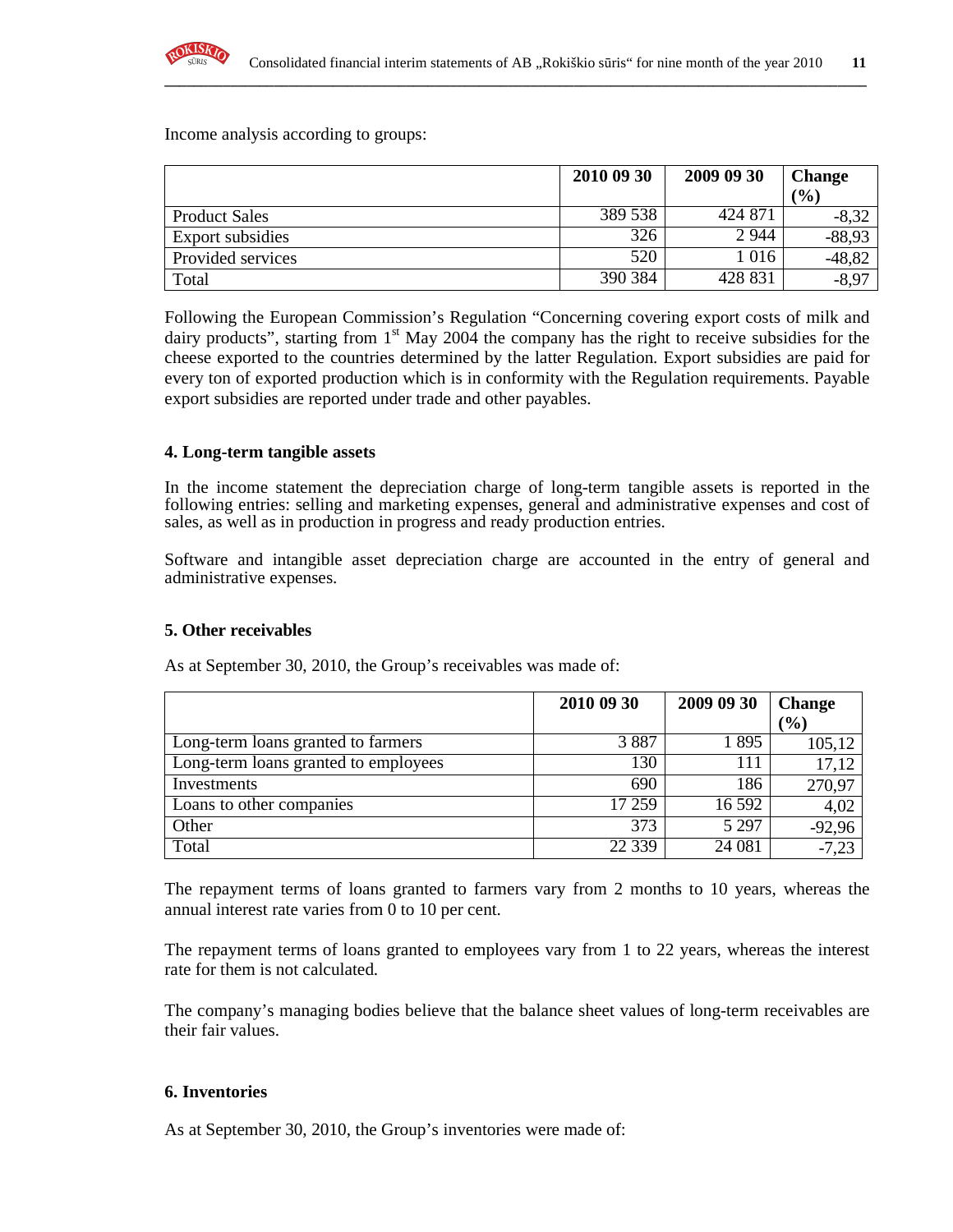Income analysis according to groups:

| | 2010 09 30 | 2009 09 30 | Change (%) |
|---|---|---|---|
| Product Sales | 389 538 | 424 871 | -8,32 |
| Export subsidies | 326 | 2 944 | -88,93 |
| Provided services | 520 | 1 016 | -48,82 |
| Total | 390 384 | 428 831 | -8,97 |

Following the European Commission's Regulation "Concerning covering export costs of milk and dairy products", starting from 1st May 2004 the company has the right to receive subsidies for the cheese exported to the countries determined by the latter Regulation. Export subsidies are paid for every ton of exported production which is in conformity with the Regulation requirements. Payable export subsidies are reported under trade and other payables.

**4. Long-term tangible assets**

In the income statement the depreciation charge of long-term tangible assets is reported in the following entries: selling and marketing expenses, general and administrative expenses and cost of sales, as well as in production in progress and ready production entries.

Software and intangible asset depreciation charge are accounted in the entry of general and administrative expenses.

**5. Other receivables**

As at September 30, 2010, the Group's receivables was made of:

| | 2010 09 30 | 2009 09 30 | Change (%) |
|---|---|---|---|
| Long-term loans granted to farmers | 3 887 | 1 895 | 105,12 |
| Long-term loans granted to employees | 130 | 111 | 17,12 |
| Investments | 690 | 186 | 270,97 |
| Loans to other companies | 17 259 | 16 592 | 4,02 |
| Other | 373 | 5 297 | -92,96 |
| Total | 22 339 | 24 081 | -7,23 |

The repayment terms of loans granted to farmers vary from 2 months to 10 years, whereas the annual interest rate varies from 0 to 10 per cent.

The repayment terms of loans granted to employees vary from 1 to 22 years, whereas the interest rate for them is not calculated.

The company's managing bodies believe that the balance sheet values of long-term receivables are their fair values.

**6. Inventories**

As at September 30, 2010, the Group's inventories were made of: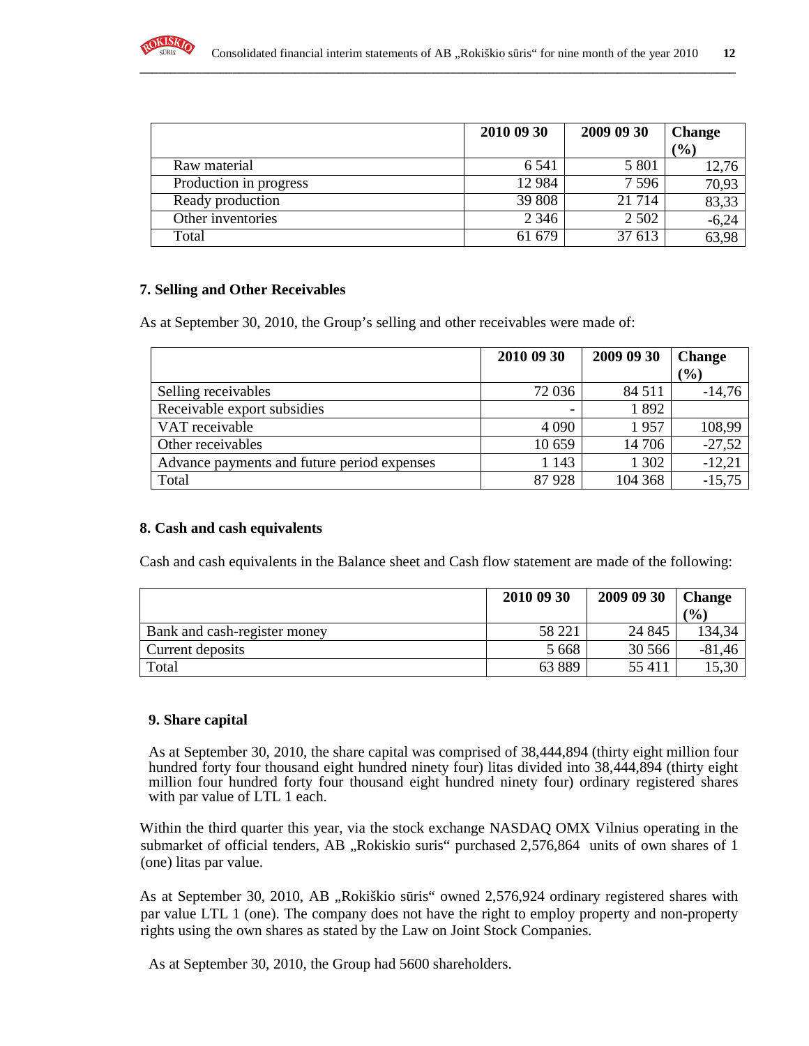|  | 2010 09 30 | 2009 09 30 | Change (%) |
|---|---|---|---|
| Raw material | 6 541 | 5 801 | 12,76 |
| Production in progress | 12 984 | 7 596 | 70,93 |
| Ready production | 39 808 | 21 714 | 83,33 |
| Other inventories | 2 346 | 2 502 | -6,24 |
| Total | 61 679 | 37 613 | 63,98 |

### 7. Selling and Other Receivables

As at September 30, 2010, the Group's selling and other receivables were made of:

|  | 2010 09 30 | 2009 09 30 | Change (%) |
|---|---|---|---|
| Selling receivables | 72 036 | 84 511 | -14,76 |
| Receivable export subsidies | - | 1 892 |  |
| VAT receivable | 4 090 | 1 957 | 108,99 |
| Other receivables | 10 659 | 14 706 | -27,52 |
| Advance payments and future period expenses | 1 143 | 1 302 | -12,21 |
| Total | 87 928 | 104 368 | -15,75 |

### 8. Cash and cash equivalents

Cash and cash equivalents in the Balance sheet and Cash flow statement are made of the following:

|  | 2010 09 30 | 2009 09 30 | Change (%) |
|---|---|---|---|
| Bank and cash-register money | 58 221 | 24 845 | 134,34 |
| Current deposits | 5 668 | 30 566 | -81,46 |
| Total | 63 889 | 55 411 | 15,30 |

### 9. Share capital

As at September 30, 2010, the share capital was comprised of 38,444,894 (thirty eight million four hundred forty four thousand eight hundred ninety four) litas divided into 38,444,894 (thirty eight million four hundred forty four thousand eight hundred ninety four) ordinary registered shares with par value of LTL 1 each.

Within the third quarter this year, via the stock exchange NASDAQ OMX Vilnius operating in the submarket of official tenders, AB „Rokiskio suris" purchased 2,576,864 units of own shares of 1 (one) litas par value.

As at September 30, 2010, AB „Rokiškio sūris" owned 2,576,924 ordinary registered shares with par value LTL 1 (one). The company does not have the right to employ property and non-property rights using the own shares as stated by the Law on Joint Stock Companies.

As at September 30, 2010, the Group had 5600 shareholders.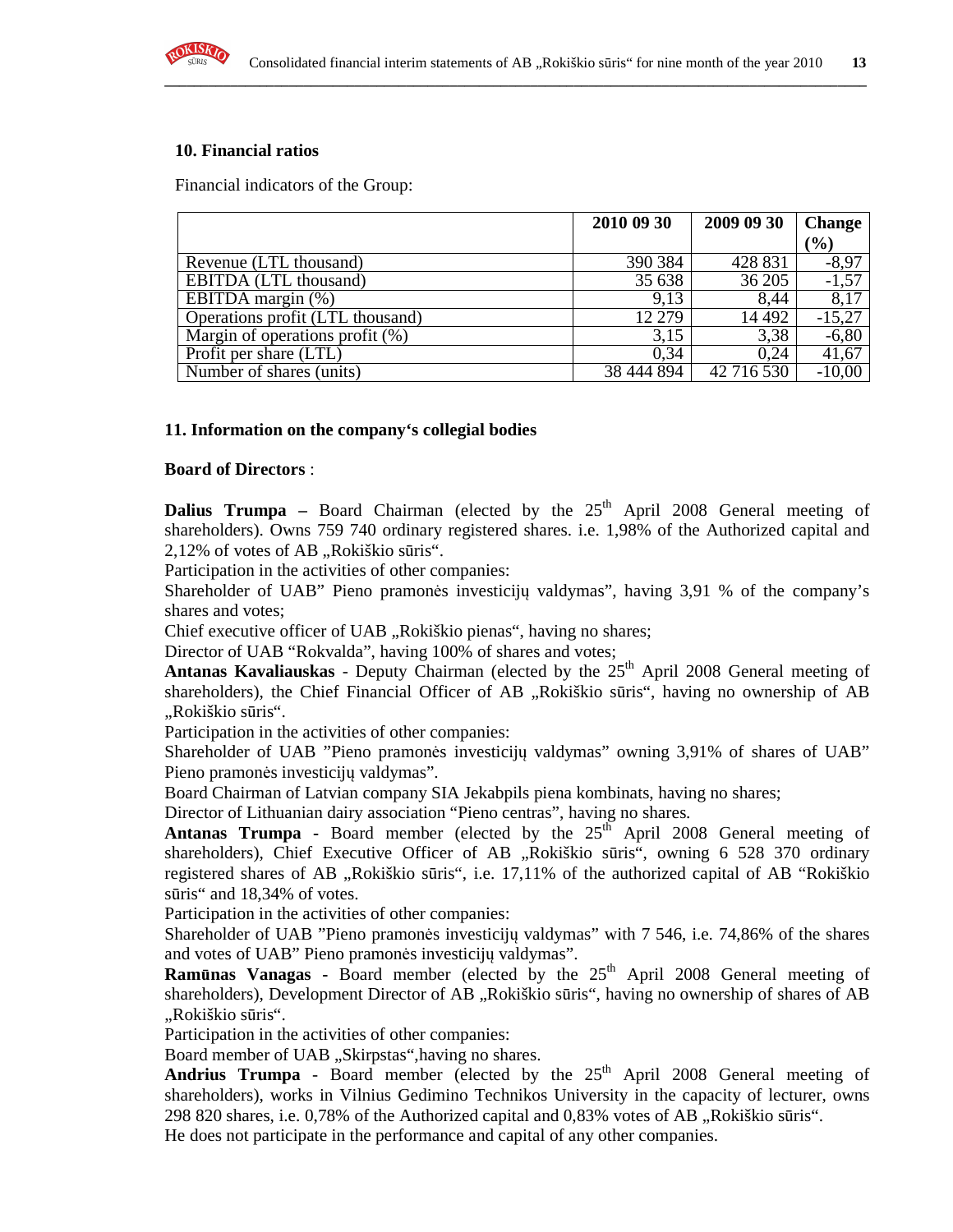## 10. Financial ratios

Financial indicators of the Group:

| | 2010 09 30 | 2009 09 30 | Change (%) |
|---|---|---|---|
| Revenue (LTL thousand) | 390 384 | 428 831 | -8,97 |
| EBITDA (LTL thousand) | 35 638 | 36 205 | -1,57 |
| EBITDA margin (%) | 9,13 | 8,44 | 8,17 |
| Operations profit (LTL thousand) | 12 279 | 14 492 | -15,27 |
| Margin of operations profit (%) | 3,15 | 3,38 | -6,80 |
| Profit per share (LTL) | 0,34 | 0,24 | 41,67 |
| Number of shares (units) | 38 444 894 | 42 716 530 | -10,00 |

## 11. Information on the company‘s collegial bodies

**Board of Directors** :

**Dalius Trumpa –** Board Chairman (elected by the 25th April 2008 General meeting of shareholders). Owns 759 740 ordinary registered shares. i.e. 1,98% of the Authorized capital and 2,12% of votes of AB „Rokiškio sūris".

Participation in the activities of other companies:

Shareholder of UAB" Pieno pramonės investicijų valdymas", having 3,91 % of the company's shares and votes;

Chief executive officer of UAB „Rokiškio pienas", having no shares;

Director of UAB "Rokvalda", having 100% of shares and votes;

**Antanas Kavaliauskas** - Deputy Chairman (elected by the 25th April 2008 General meeting of shareholders), the Chief Financial Officer of AB „Rokiškio sūris", having no ownership of AB „Rokiškio sūris".

Participation in the activities of other companies:

Shareholder of UAB "Pieno pramonės investicijų valdymas" owning 3,91% of shares of UAB" Pieno pramonės investicijų valdymas".

Board Chairman of Latvian company SIA Jekabpils piena kombinats, having no shares;

Director of Lithuanian dairy association "Pieno centras", having no shares.

**Antanas Trumpa** - Board member (elected by the 25th April 2008 General meeting of shareholders), Chief Executive Officer of AB „Rokiškio sūris", owning 6 528 370 ordinary registered shares of AB „Rokiškio sūris", i.e. 17,11% of the authorized capital of AB "Rokiškio sūris" and 18,34% of votes.

Participation in the activities of other companies:

Shareholder of UAB "Pieno pramonės investicijų valdymas" with 7 546, i.e. 74,86% of the shares and votes of UAB" Pieno pramonės investicijų valdymas".

**Ramūnas Vanagas** - Board member (elected by the 25th April 2008 General meeting of shareholders), Development Director of AB „Rokiškio sūris", having no ownership of shares of AB „Rokiškio sūris".

Participation in the activities of other companies:

Board member of UAB „Skirpstas",having no shares.

**Andrius Trumpa** - Board member (elected by the 25th April 2008 General meeting of shareholders), works in Vilnius Gedimino Technikos University in the capacity of lecturer, owns 298 820 shares, i.e. 0,78% of the Authorized capital and 0,83% votes of AB „Rokiškio sūris".

He does not participate in the performance and capital of any other companies.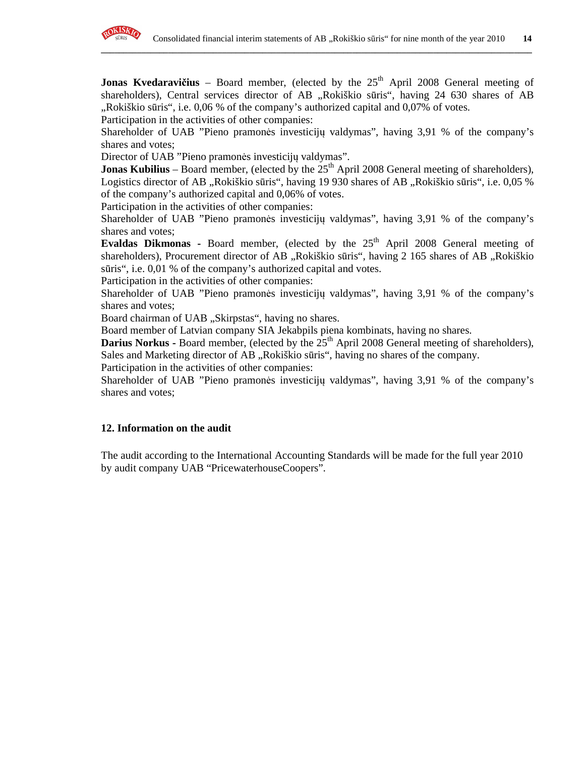**Jonas Kvedaravičius** – Board member, (elected by the 25th April 2008 General meeting of shareholders), Central services director of AB „Rokiškio sūris“, having 24 630 shares of AB „Rokiškio sūris“, i.e. 0,06 % of the company's authorized capital and 0,07% of votes.

Participation in the activities of other companies:

Shareholder of UAB ”Pieno pramonės investicijų valdymas”, having 3,91 % of the company's shares and votes;

Director of UAB ”Pieno pramonės investicijų valdymas”.

**Jonas Kubilius** – Board member, (elected by the 25th April 2008 General meeting of shareholders), Logistics director of AB „Rokiškio sūris“, having 19 930 shares of AB „Rokiškio sūris“, i.e. 0,05 % of the company's authorized capital and 0,06% of votes.

Participation in the activities of other companies:

Shareholder of UAB ”Pieno pramonės investicijų valdymas”, having 3,91 % of the company's shares and votes;

**Evaldas Dikmonas** - Board member, (elected by the 25th April 2008 General meeting of shareholders), Procurement director of AB „Rokiškio sūris“, having 2 165 shares of AB „Rokiškio sūris“, i.e. 0,01 % of the company's authorized capital and votes.

Participation in the activities of other companies:

Shareholder of UAB ”Pieno pramonės investicijų valdymas”, having 3,91 % of the company's shares and votes;

Board chairman of UAB „Skirpstas“, having no shares.

Board member of Latvian company SIA Jekabpils piena kombinats, having no shares.

**Darius Norkus** - Board member, (elected by the 25th April 2008 General meeting of shareholders), Sales and Marketing director of AB „Rokiškio sūris“, having no shares of the company.

Participation in the activities of other companies:

Shareholder of UAB ”Pieno pramonės investicijų valdymas”, having 3,91 % of the company's shares and votes;

## 12. Information on the audit

The audit according to the International Accounting Standards will be made for the full year 2010 by audit company UAB “PricewaterhouseCoopers”.